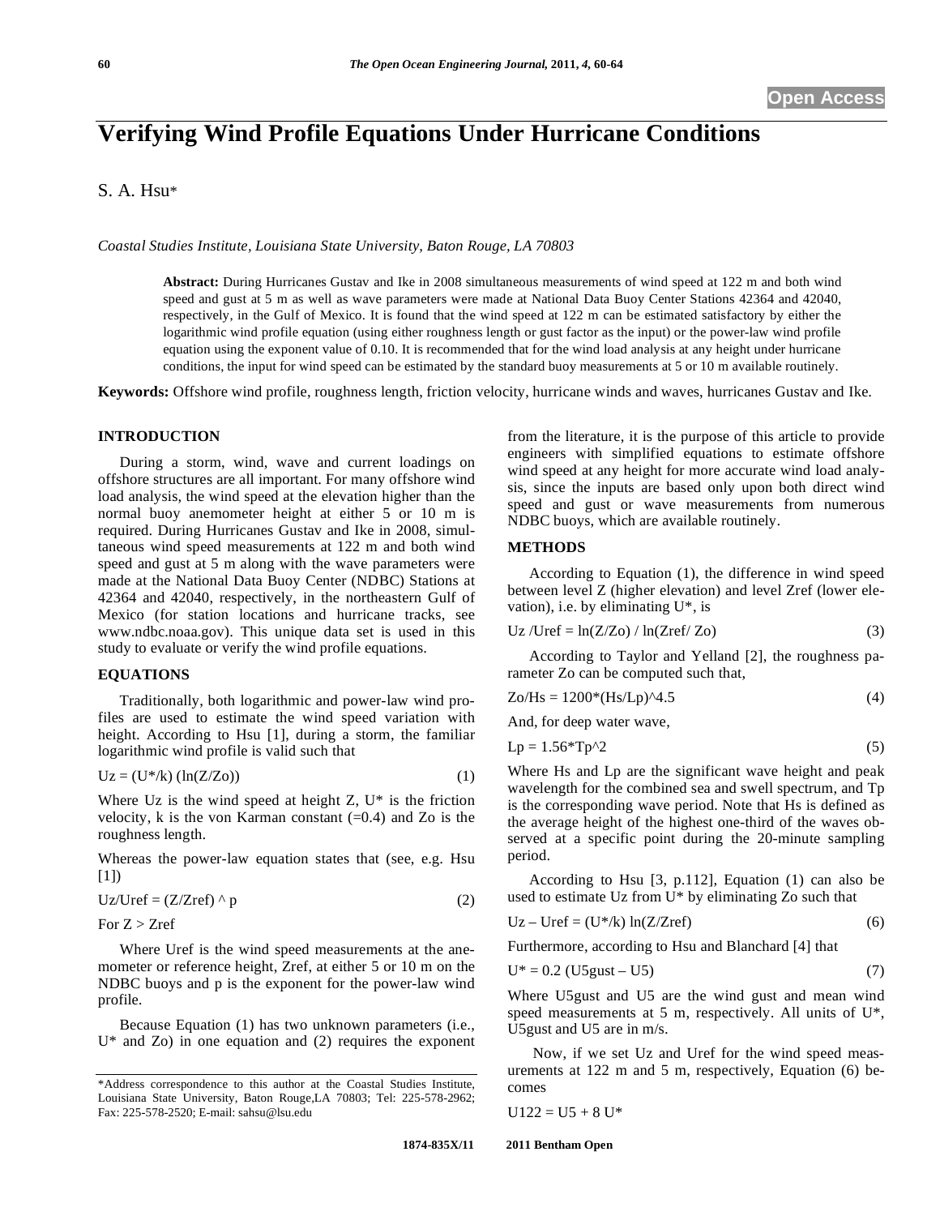**Open Access**

# Verifying Wind Profile Equations Under Hurricane Conditions

S. A. Hsu*

*Coastal Studies Institute, Louisiana State University, Baton Rouge, LA 70803*

**Abstract:** During Hurricanes Gustav and Ike in 2008 simultaneous measurements of wind speed at 122 m and both wind speed and gust at 5 m as well as wave parameters were made at National Data Buoy Center Stations 42364 and 42040, respectively, in the Gulf of Mexico. It is found that the wind speed at 122 m can be estimated satisfactory by either the logarithmic wind profile equation (using either roughness length or gust factor as the input) or the power-law wind profile equation using the exponent value of 0.10. It is recommended that for the wind load analysis at any height under hurricane conditions, the input for wind speed can be estimated by the standard buoy measurements at 5 or 10 m available routinely.

**Keywords:** Offshore wind profile, roughness length, friction velocity, hurricane winds and waves, hurricanes Gustav and Ike.

## INTRODUCTION

During a storm, wind, wave and current loadings on offshore structures are all important. For many offshore wind load analysis, the wind speed at the elevation higher than the normal buoy anemometer height at either 5 or 10 m is required. During Hurricanes Gustav and Ike in 2008, simultaneous wind speed measurements at 122 m and both wind speed and gust at 5 m along with the wave parameters were made at the National Data Buoy Center (NDBC) Stations at 42364 and 42040, respectively, in the northeastern Gulf of Mexico (for station locations and hurricane tracks, see www.ndbc.noaa.gov). This unique data set is used in this study to evaluate or verify the wind profile equations.

## EQUATIONS

Traditionally, both logarithmic and power-law wind profiles are used to estimate the wind speed variation with height. According to Hsu [1], during a storm, the familiar logarithmic wind profile is valid such that

$$Uz = (U^*/k)\,(\ln(Z/Zo)) \tag{1}$$

Where Uz is the wind speed at height Z, U* is the friction velocity, k is the von Karman constant (=0.4) and Zo is the roughness length.

Whereas the power-law equation states that (see, e.g. Hsu [1])

$$Uz/Uref = (Z/Zref)^{p} \tag{2}$$

For Z > Zref

Where Uref is the wind speed measurements at the anemometer or reference height, Zref, at either 5 or 10 m on the NDBC buoys and p is the exponent for the power-law wind profile.

Because Equation (1) has two unknown parameters (i.e., U* and Zo) in one equation and (2) requires the exponent from the literature, it is the purpose of this article to provide engineers with simplified equations to estimate offshore wind speed at any height for more accurate wind load analysis, since the inputs are based only upon both direct wind speed and gust or wave measurements from numerous NDBC buoys, which are available routinely.

## METHODS

According to Equation (1), the difference in wind speed between level Z (higher elevation) and level Zref (lower elevation), i.e. by eliminating U*, is

$$Uz/Uref = \ln(Z/Zo) / \ln(Zref/Zo) \tag{3}$$

According to Taylor and Yelland [2], the roughness parameter Zo can be computed such that,

$$Zo/Hs = 1200*(Hs/Lp)^{4.5} \tag{4}$$

And, for deep water wave,

$$Lp = 1.56*Tp^{2} \tag{5}$$

Where Hs and Lp are the significant wave height and peak wavelength for the combined sea and swell spectrum, and Tp is the corresponding wave period. Note that Hs is defined as the average height of the highest one-third of the waves observed at a specific point during the 20-minute sampling period.

According to Hsu [3, p.112], Equation (1) can also be used to estimate Uz from U* by eliminating Zo such that

$$Uz - Uref = (U^*/k)\ln(Z/Zref) \tag{6}$$

Furthermore, according to Hsu and Blanchard [4] that

$$U^* = 0.2\,(U5gust - U5) \tag{7}$$

Where U5gust and U5 are the wind gust and mean wind speed measurements at 5 m, respectively. All units of U*, U5gust and U5 are in m/s.

Now, if we set Uz and Uref for the wind speed measurements at 122 m and 5 m, respectively, Equation (6) becomes

$$U122 = U5 + 8\,U^*$$

*Address correspondence to this author at the Coastal Studies Institute, Louisiana State University, Baton Rouge,LA 70803; Tel: 225-578-2962; Fax: 225-578-2520; E-mail: sahsu@lsu.edu

1874-835X/11 2011 Bentham Open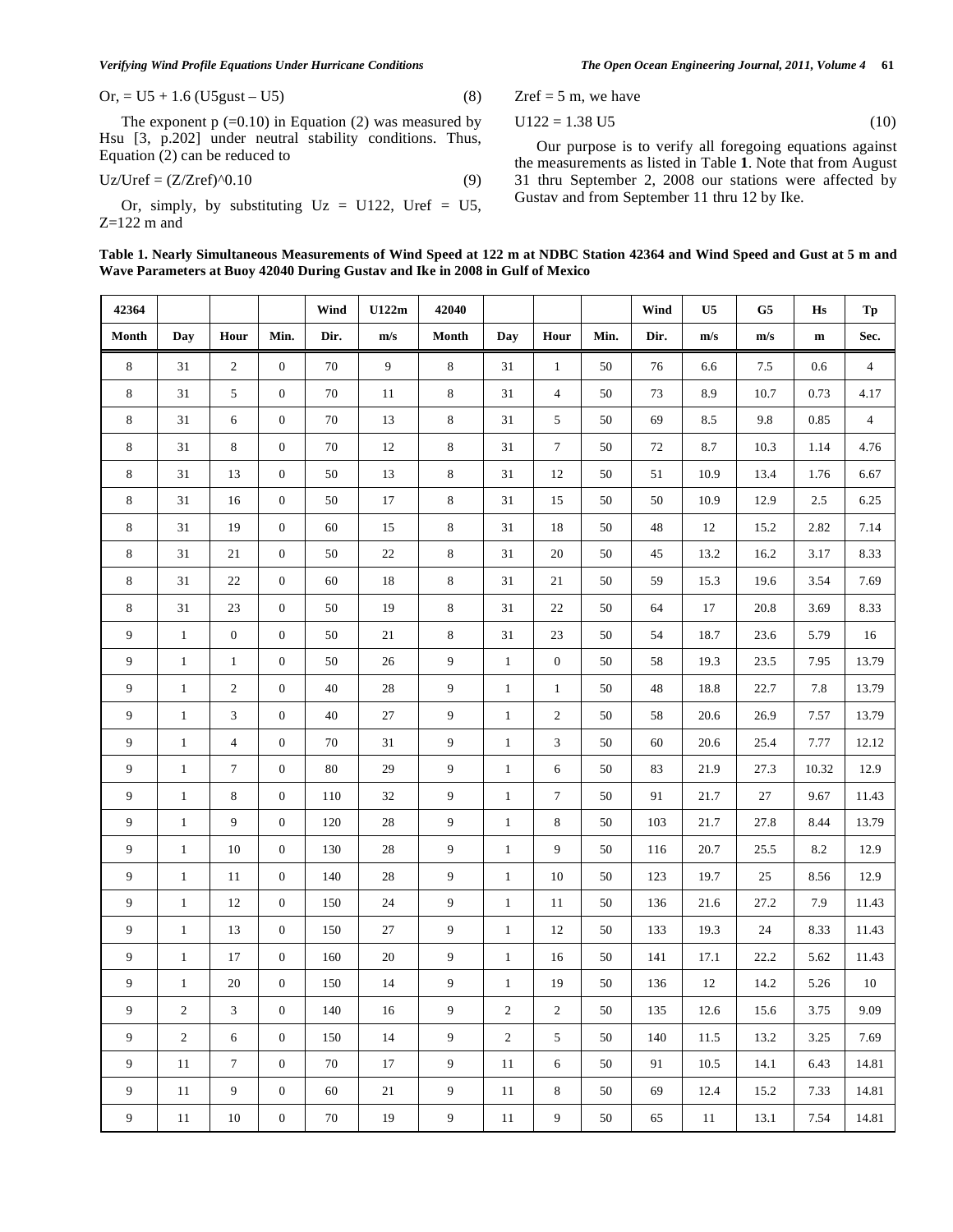Or, = U5 + 1.6 (U5gust – U5) (8)

The exponent p (=0.10) in Equation (2) was measured by Hsu [3, p.202] under neutral stability conditions. Thus, Equation (2) can be reduced to

$$U_z/U_{ref} = (Z/Z_{ref})^{0.10} \quad (9)$$

Or, simply, by substituting Uz = U122, Uref = U5, Z=122 m and Zref = 5 m, we have

$$U_{122} = 1.38\ U_5 \quad (10)$$

Our purpose is to verify all foregoing equations against the measurements as listed in Table **1**. Note that from August 31 thru September 2, 2008 our stations were affected by Gustav and from September 11 thru 12 by Ike.

**Table 1. Nearly Simultaneous Measurements of Wind Speed at 122 m at NDBC Station 42364 and Wind Speed and Gust at 5 m and Wave Parameters at Buoy 42040 During Gustav and Ike in 2008 in Gulf of Mexico**

| 42364 | | | | Wind | U122m | 42040 | | | | Wind | U5 | G5 | Hs | Tp |
|---|---|---|---|---|---|---|---|---|---|---|---|---|---|---|
| Month | Day | Hour | Min. | Dir. | m/s | Month | Day | Hour | Min. | Dir. | m/s | m/s | m | Sec. |
| 8 | 31 | 2 | 0 | 70 | 9 | 8 | 31 | 1 | 50 | 76 | 6.6 | 7.5 | 0.6 | 4 |
| 8 | 31 | 5 | 0 | 70 | 11 | 8 | 31 | 4 | 50 | 73 | 8.9 | 10.7 | 0.73 | 4.17 |
| 8 | 31 | 6 | 0 | 70 | 13 | 8 | 31 | 5 | 50 | 69 | 8.5 | 9.8 | 0.85 | 4 |
| 8 | 31 | 8 | 0 | 70 | 12 | 8 | 31 | 7 | 50 | 72 | 8.7 | 10.3 | 1.14 | 4.76 |
| 8 | 31 | 13 | 0 | 50 | 13 | 8 | 31 | 12 | 50 | 51 | 10.9 | 13.4 | 1.76 | 6.67 |
| 8 | 31 | 16 | 0 | 50 | 17 | 8 | 31 | 15 | 50 | 50 | 10.9 | 12.9 | 2.5 | 6.25 |
| 8 | 31 | 19 | 0 | 60 | 15 | 8 | 31 | 18 | 50 | 48 | 12 | 15.2 | 2.82 | 7.14 |
| 8 | 31 | 21 | 0 | 50 | 22 | 8 | 31 | 20 | 50 | 45 | 13.2 | 16.2 | 3.17 | 8.33 |
| 8 | 31 | 22 | 0 | 60 | 18 | 8 | 31 | 21 | 50 | 59 | 15.3 | 19.6 | 3.54 | 7.69 |
| 8 | 31 | 23 | 0 | 50 | 19 | 8 | 31 | 22 | 50 | 64 | 17 | 20.8 | 3.69 | 8.33 |
| 9 | 1 | 0 | 0 | 50 | 21 | 8 | 31 | 23 | 50 | 54 | 18.7 | 23.6 | 5.79 | 16 |
| 9 | 1 | 1 | 0 | 50 | 26 | 9 | 1 | 0 | 50 | 58 | 19.3 | 23.5 | 7.95 | 13.79 |
| 9 | 1 | 2 | 0 | 40 | 28 | 9 | 1 | 1 | 50 | 48 | 18.8 | 22.7 | 7.8 | 13.79 |
| 9 | 1 | 3 | 0 | 40 | 27 | 9 | 1 | 2 | 50 | 58 | 20.6 | 26.9 | 7.57 | 13.79 |
| 9 | 1 | 4 | 0 | 70 | 31 | 9 | 1 | 3 | 50 | 60 | 20.6 | 25.4 | 7.77 | 12.12 |
| 9 | 1 | 7 | 0 | 80 | 29 | 9 | 1 | 6 | 50 | 83 | 21.9 | 27.3 | 10.32 | 12.9 |
| 9 | 1 | 8 | 0 | 110 | 32 | 9 | 1 | 7 | 50 | 91 | 21.7 | 27 | 9.67 | 11.43 |
| 9 | 1 | 9 | 0 | 120 | 28 | 9 | 1 | 8 | 50 | 103 | 21.7 | 27.8 | 8.44 | 13.79 |
| 9 | 1 | 10 | 0 | 130 | 28 | 9 | 1 | 9 | 50 | 116 | 20.7 | 25.5 | 8.2 | 12.9 |
| 9 | 1 | 11 | 0 | 140 | 28 | 9 | 1 | 10 | 50 | 123 | 19.7 | 25 | 8.56 | 12.9 |
| 9 | 1 | 12 | 0 | 150 | 24 | 9 | 1 | 11 | 50 | 136 | 21.6 | 27.2 | 7.9 | 11.43 |
| 9 | 1 | 13 | 0 | 150 | 27 | 9 | 1 | 12 | 50 | 133 | 19.3 | 24 | 8.33 | 11.43 |
| 9 | 1 | 17 | 0 | 160 | 20 | 9 | 1 | 16 | 50 | 141 | 17.1 | 22.2 | 5.62 | 11.43 |
| 9 | 1 | 20 | 0 | 150 | 14 | 9 | 1 | 19 | 50 | 136 | 12 | 14.2 | 5.26 | 10 |
| 9 | 2 | 3 | 0 | 140 | 16 | 9 | 2 | 2 | 50 | 135 | 12.6 | 15.6 | 3.75 | 9.09 |
| 9 | 2 | 6 | 0 | 150 | 14 | 9 | 2 | 5 | 50 | 140 | 11.5 | 13.2 | 3.25 | 7.69 |
| 9 | 11 | 7 | 0 | 70 | 17 | 9 | 11 | 6 | 50 | 91 | 10.5 | 14.1 | 6.43 | 14.81 |
| 9 | 11 | 9 | 0 | 60 | 21 | 9 | 11 | 8 | 50 | 69 | 12.4 | 15.2 | 7.33 | 14.81 |
| 9 | 11 | 10 | 0 | 70 | 19 | 9 | 11 | 9 | 50 | 65 | 11 | 13.1 | 7.54 | 14.81 |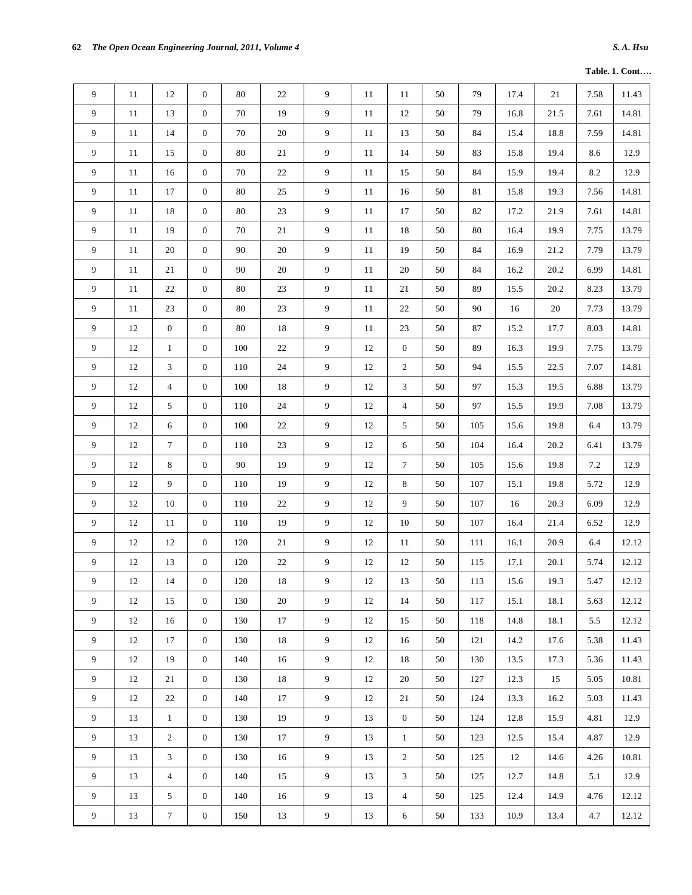**Table. 1. Cont….**

| | | | | | | | | | | | | | | |
|---|---|---|---|---|---|---|---|---|---|---|---|---|---|---|
| 9 | 11 | 12 | 0 | 80 | 22 | 9 | 11 | 11 | 50 | 79 | 17.4 | 21 | 7.58 | 11.43 |
| 9 | 11 | 13 | 0 | 70 | 19 | 9 | 11 | 12 | 50 | 79 | 16.8 | 21.5 | 7.61 | 14.81 |
| 9 | 11 | 14 | 0 | 70 | 20 | 9 | 11 | 13 | 50 | 84 | 15.4 | 18.8 | 7.59 | 14.81 |
| 9 | 11 | 15 | 0 | 80 | 21 | 9 | 11 | 14 | 50 | 83 | 15.8 | 19.4 | 8.6 | 12.9 |
| 9 | 11 | 16 | 0 | 70 | 22 | 9 | 11 | 15 | 50 | 84 | 15.9 | 19.4 | 8.2 | 12.9 |
| 9 | 11 | 17 | 0 | 80 | 25 | 9 | 11 | 16 | 50 | 81 | 15.8 | 19.3 | 7.56 | 14.81 |
| 9 | 11 | 18 | 0 | 80 | 23 | 9 | 11 | 17 | 50 | 82 | 17.2 | 21.9 | 7.61 | 14.81 |
| 9 | 11 | 19 | 0 | 70 | 21 | 9 | 11 | 18 | 50 | 80 | 16.4 | 19.9 | 7.75 | 13.79 |
| 9 | 11 | 20 | 0 | 90 | 20 | 9 | 11 | 19 | 50 | 84 | 16.9 | 21.2 | 7.79 | 13.79 |
| 9 | 11 | 21 | 0 | 90 | 20 | 9 | 11 | 20 | 50 | 84 | 16.2 | 20.2 | 6.99 | 14.81 |
| 9 | 11 | 22 | 0 | 80 | 23 | 9 | 11 | 21 | 50 | 89 | 15.5 | 20.2 | 8.23 | 13.79 |
| 9 | 11 | 23 | 0 | 80 | 23 | 9 | 11 | 22 | 50 | 90 | 16 | 20 | 7.73 | 13.79 |
| 9 | 12 | 0 | 0 | 80 | 18 | 9 | 11 | 23 | 50 | 87 | 15.2 | 17.7 | 8.03 | 14.81 |
| 9 | 12 | 1 | 0 | 100 | 22 | 9 | 12 | 0 | 50 | 89 | 16.3 | 19.9 | 7.75 | 13.79 |
| 9 | 12 | 3 | 0 | 110 | 24 | 9 | 12 | 2 | 50 | 94 | 15.5 | 22.5 | 7.07 | 14.81 |
| 9 | 12 | 4 | 0 | 100 | 18 | 9 | 12 | 3 | 50 | 97 | 15.3 | 19.5 | 6.88 | 13.79 |
| 9 | 12 | 5 | 0 | 110 | 24 | 9 | 12 | 4 | 50 | 97 | 15.5 | 19.9 | 7.08 | 13.79 |
| 9 | 12 | 6 | 0 | 100 | 22 | 9 | 12 | 5 | 50 | 105 | 15.6 | 19.8 | 6.4 | 13.79 |
| 9 | 12 | 7 | 0 | 110 | 23 | 9 | 12 | 6 | 50 | 104 | 16.4 | 20.2 | 6.41 | 13.79 |
| 9 | 12 | 8 | 0 | 90 | 19 | 9 | 12 | 7 | 50 | 105 | 15.6 | 19.8 | 7.2 | 12.9 |
| 9 | 12 | 9 | 0 | 110 | 19 | 9 | 12 | 8 | 50 | 107 | 15.1 | 19.8 | 5.72 | 12.9 |
| 9 | 12 | 10 | 0 | 110 | 22 | 9 | 12 | 9 | 50 | 107 | 16 | 20.3 | 6.09 | 12.9 |
| 9 | 12 | 11 | 0 | 110 | 19 | 9 | 12 | 10 | 50 | 107 | 16.4 | 21.4 | 6.52 | 12.9 |
| 9 | 12 | 12 | 0 | 120 | 21 | 9 | 12 | 11 | 50 | 111 | 16.1 | 20.9 | 6.4 | 12.12 |
| 9 | 12 | 13 | 0 | 120 | 22 | 9 | 12 | 12 | 50 | 115 | 17.1 | 20.1 | 5.74 | 12.12 |
| 9 | 12 | 14 | 0 | 120 | 18 | 9 | 12 | 13 | 50 | 113 | 15.6 | 19.3 | 5.47 | 12.12 |
| 9 | 12 | 15 | 0 | 130 | 20 | 9 | 12 | 14 | 50 | 117 | 15.1 | 18.1 | 5.63 | 12.12 |
| 9 | 12 | 16 | 0 | 130 | 17 | 9 | 12 | 15 | 50 | 118 | 14.8 | 18.1 | 5.5 | 12.12 |
| 9 | 12 | 17 | 0 | 130 | 18 | 9 | 12 | 16 | 50 | 121 | 14.2 | 17.6 | 5.38 | 11.43 |
| 9 | 12 | 19 | 0 | 140 | 16 | 9 | 12 | 18 | 50 | 130 | 13.5 | 17.3 | 5.36 | 11.43 |
| 9 | 12 | 21 | 0 | 130 | 18 | 9 | 12 | 20 | 50 | 127 | 12.3 | 15 | 5.05 | 10.81 |
| 9 | 12 | 22 | 0 | 140 | 17 | 9 | 12 | 21 | 50 | 124 | 13.3 | 16.2 | 5.03 | 11.43 |
| 9 | 13 | 1 | 0 | 130 | 19 | 9 | 13 | 0 | 50 | 124 | 12.8 | 15.9 | 4.81 | 12.9 |
| 9 | 13 | 2 | 0 | 130 | 17 | 9 | 13 | 1 | 50 | 123 | 12.5 | 15.4 | 4.87 | 12.9 |
| 9 | 13 | 3 | 0 | 130 | 16 | 9 | 13 | 2 | 50 | 125 | 12 | 14.6 | 4.26 | 10.81 |
| 9 | 13 | 4 | 0 | 140 | 15 | 9 | 13 | 3 | 50 | 125 | 12.7 | 14.8 | 5.1 | 12.9 |
| 9 | 13 | 5 | 0 | 140 | 16 | 9 | 13 | 4 | 50 | 125 | 12.4 | 14.9 | 4.76 | 12.12 |
| 9 | 13 | 7 | 0 | 150 | 13 | 9 | 13 | 6 | 50 | 133 | 10.9 | 13.4 | 4.7 | 12.12 |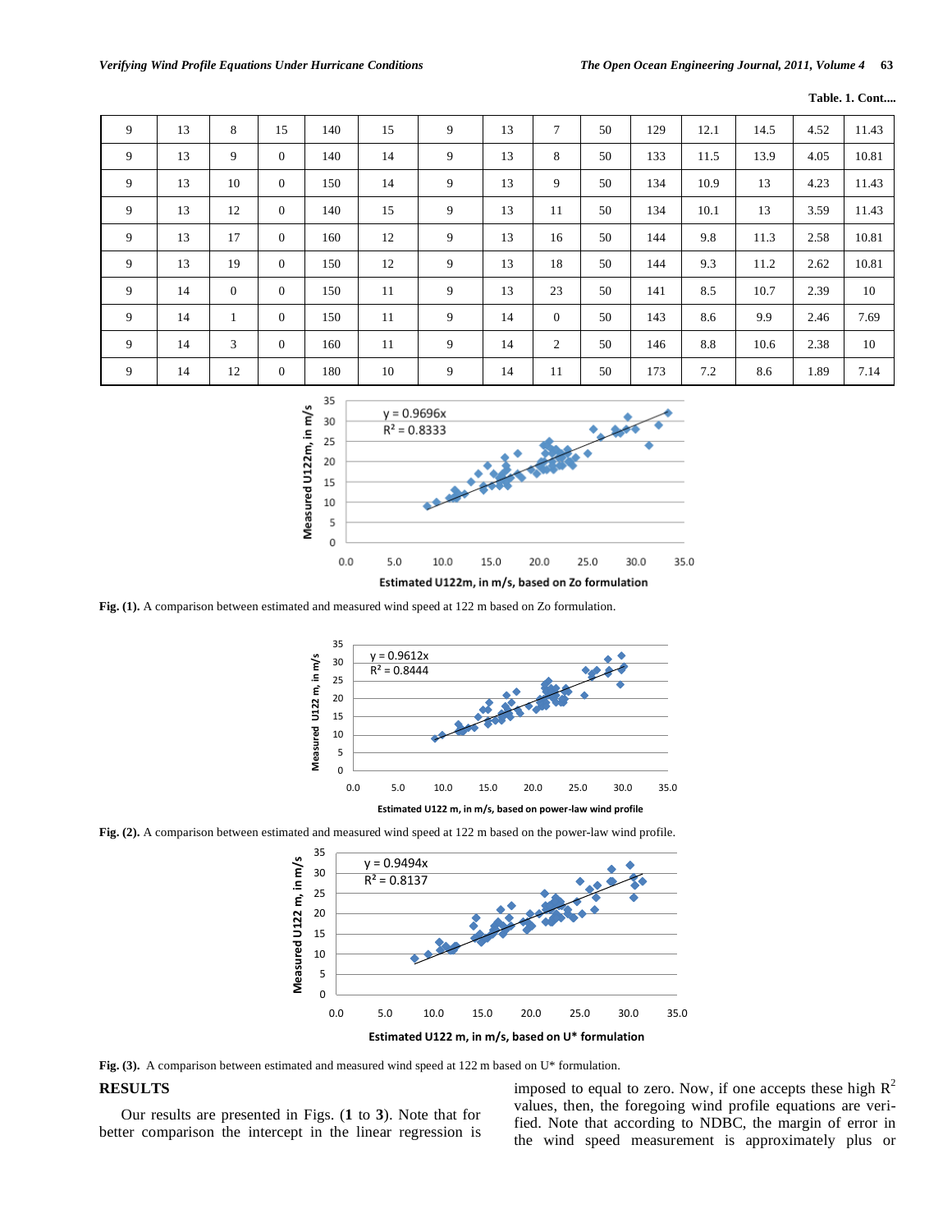Table. 1. Cont....

| 9 | 13 | 8 | 15 | 140 | 15 | 9 | 13 | 7 | 50 | 129 | 12.1 | 14.5 | 4.52 | 11.43 |
|---|---|---|---|---|---|---|---|---|---|---|---|---|---|---|
| 9 | 13 | 9 | 0 | 140 | 14 | 9 | 13 | 8 | 50 | 133 | 11.5 | 13.9 | 4.05 | 10.81 |
| 9 | 13 | 10 | 0 | 150 | 14 | 9 | 13 | 9 | 50 | 134 | 10.9 | 13 | 4.23 | 11.43 |
| 9 | 13 | 12 | 0 | 140 | 15 | 9 | 13 | 11 | 50 | 134 | 10.1 | 13 | 3.59 | 11.43 |
| 9 | 13 | 17 | 0 | 160 | 12 | 9 | 13 | 16 | 50 | 144 | 9.8 | 11.3 | 2.58 | 10.81 |
| 9 | 13 | 19 | 0 | 150 | 12 | 9 | 13 | 18 | 50 | 144 | 9.3 | 11.2 | 2.62 | 10.81 |
| 9 | 14 | 0 | 0 | 150 | 11 | 9 | 13 | 23 | 50 | 141 | 8.5 | 10.7 | 2.39 | 10 |
| 9 | 14 | 1 | 0 | 150 | 11 | 9 | 14 | 0 | 50 | 143 | 8.6 | 9.9 | 2.46 | 7.69 |
| 9 | 14 | 3 | 0 | 160 | 11 | 9 | 14 | 2 | 50 | 146 | 8.8 | 10.6 | 2.38 | 10 |
| 9 | 14 | 12 | 0 | 180 | 10 | 9 | 14 | 11 | 50 | 173 | 7.2 | 8.6 | 1.89 | 7.14 |

**Fig. (1).** A comparison between estimated and measured wind speed at 122 m based on Zo formulation.

**Fig. (2).** A comparison between estimated and measured wind speed at 122 m based on the power-law wind profile.

**Fig. (3).** A comparison between estimated and measured wind speed at 122 m based on U* formulation.

## RESULTS

Our results are presented in Figs. (**1** to **3**). Note that for better comparison the intercept in the linear regression is imposed to equal to zero. Now, if one accepts these high $R^2$ values, then, the foregoing wind profile equations are verified. Note that according to NDBC, the margin of error in the wind speed measurement is approximately plus or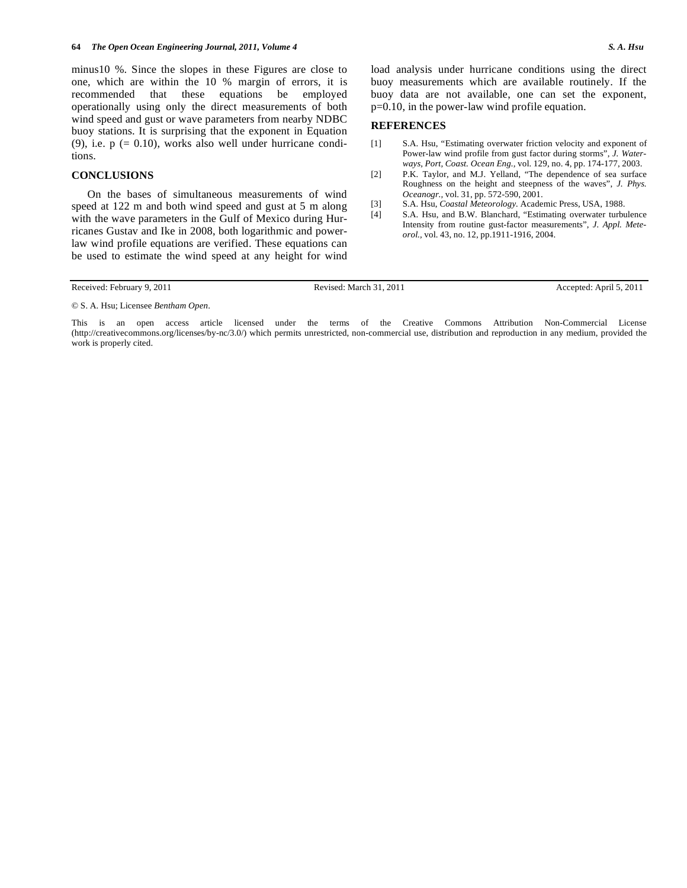minus10 %. Since the slopes in these Figures are close to one, which are within the 10 % margin of errors, it is recommended that these equations be employed operationally using only the direct measurements of both wind speed and gust or wave parameters from nearby NDBC buoy stations. It is surprising that the exponent in Equation (9), i.e. p (= 0.10), works also well under hurricane conditions.

## CONCLUSIONS

On the bases of simultaneous measurements of wind speed at 122 m and both wind speed and gust at 5 m along with the wave parameters in the Gulf of Mexico during Hurricanes Gustav and Ike in 2008, both logarithmic and power-law wind profile equations are verified. These equations can be used to estimate the wind speed at any height for wind load analysis under hurricane conditions using the direct buoy measurements which are available routinely. If the buoy data are not available, one can set the exponent, p=0.10, in the power-law wind profile equation.

## REFERENCES

[1] S.A. Hsu, "Estimating overwater friction velocity and exponent of Power-law wind profile from gust factor during storms", *J. Waterways, Port, Coast. Ocean Eng.*, vol. 129, no. 4, pp. 174-177, 2003.

[2] P.K. Taylor, and M.J. Yelland, "The dependence of sea surface Roughness on the height and steepness of the waves", *J. Phys. Oceanogr.*, vol. 31, pp. 572-590, 2001.

[3] S.A. Hsu, *Coastal Meteorology*. Academic Press, USA, 1988.

[4] S.A. Hsu, and B.W. Blanchard, "Estimating overwater turbulence Intensity from routine gust-factor measurements", *J. Appl. Meteorol.*, vol. 43, no. 12, pp.1911-1916, 2004.

Received: February 9, 2011 Revised: March 31, 2011 Accepted: April 5, 2011

© S. A. Hsu; Licensee *Bentham Open*.

This is an open access article licensed under the terms of the Creative Commons Attribution Non-Commercial License (http://creativecommons.org/licenses/by-nc/3.0/) which permits unrestricted, non-commercial use, distribution and reproduction in any medium, provided the work is properly cited.